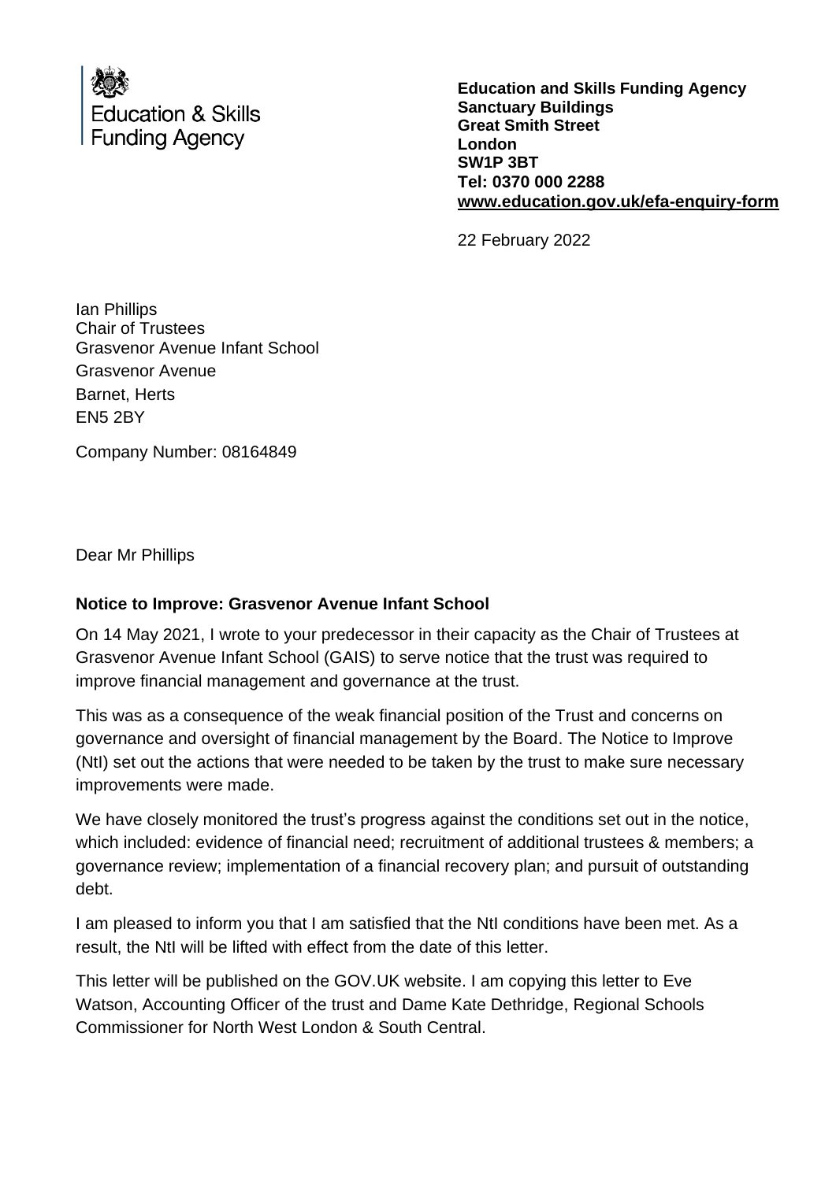Education & Skills Funding Agency

**Education and Skills Funding Agency**
**Sanctuary Buildings**
**Great Smith Street**
**London**
**SW1P 3BT**
**Tel: 0370 000 2288**
**www.education.gov.uk/efa-enquiry-form**

22 February 2022

Ian Phillips
Chair of Trustees
Grasvenor Avenue Infant School
Grasvenor Avenue
Barnet, Herts
EN5 2BY

Company Number: 08164849

Dear Mr Phillips

**Notice to Improve: Grasvenor Avenue Infant School**

On 14 May 2021, I wrote to your predecessor in their capacity as the Chair of Trustees at Grasvenor Avenue Infant School (GAIS) to serve notice that the trust was required to improve financial management and governance at the trust.

This was as a consequence of the weak financial position of the Trust and concerns on governance and oversight of financial management by the Board. The Notice to Improve (NtI) set out the actions that were needed to be taken by the trust to make sure necessary improvements were made.

We have closely monitored the trust's progress against the conditions set out in the notice, which included: evidence of financial need; recruitment of additional trustees & members; a governance review; implementation of a financial recovery plan; and pursuit of outstanding debt.

I am pleased to inform you that I am satisfied that the NtI conditions have been met. As a result, the NtI will be lifted with effect from the date of this letter.

This letter will be published on the GOV.UK website. I am copying this letter to Eve Watson, Accounting Officer of the trust and Dame Kate Dethridge, Regional Schools Commissioner for North West London & South Central.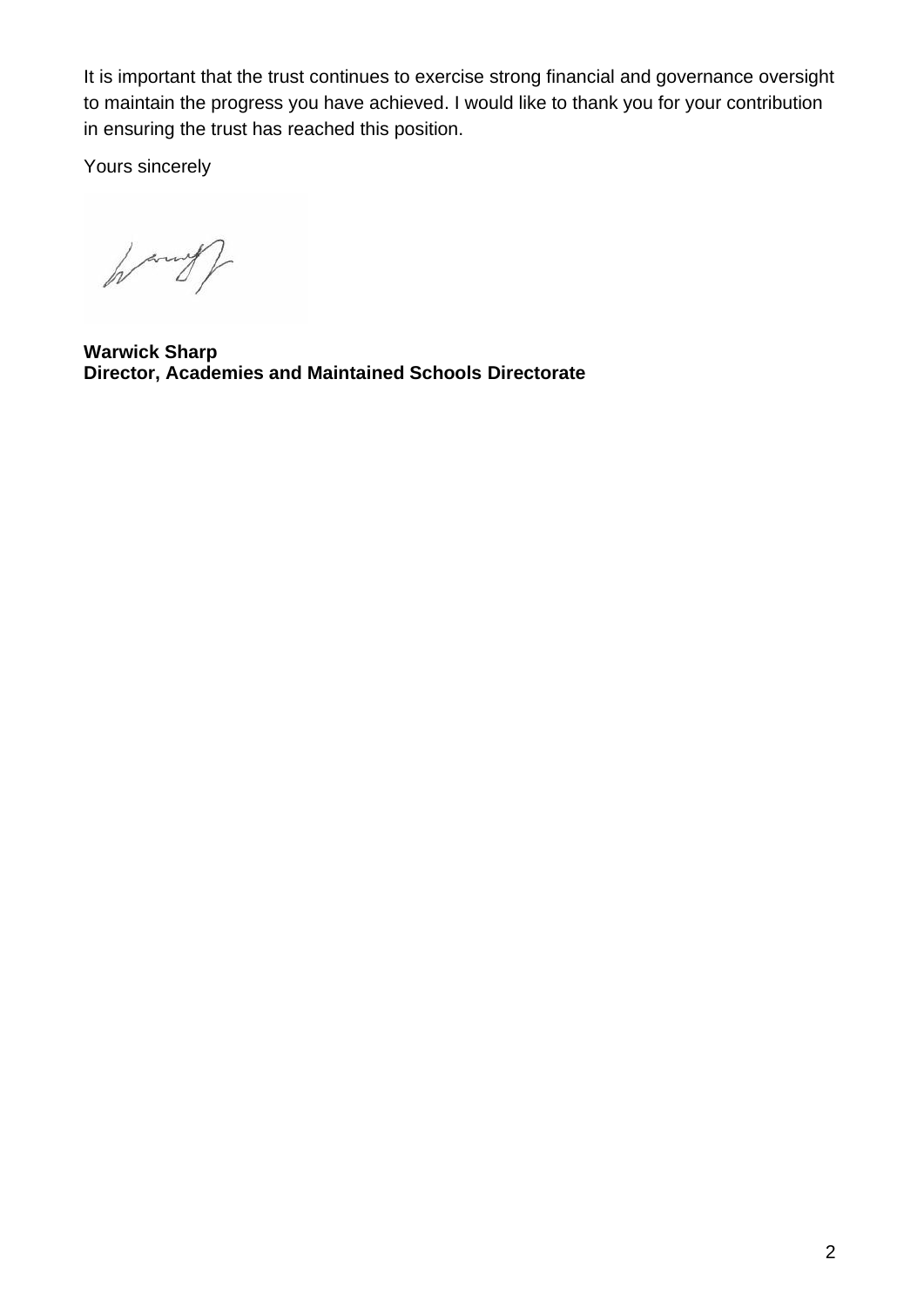It is important that the trust continues to exercise strong financial and governance oversight to maintain the progress you have achieved. I would like to thank you for your contribution in ensuring the trust has reached this position.

Yours sincerely

**Warwick Sharp**
**Director, Academies and Maintained Schools Directorate**